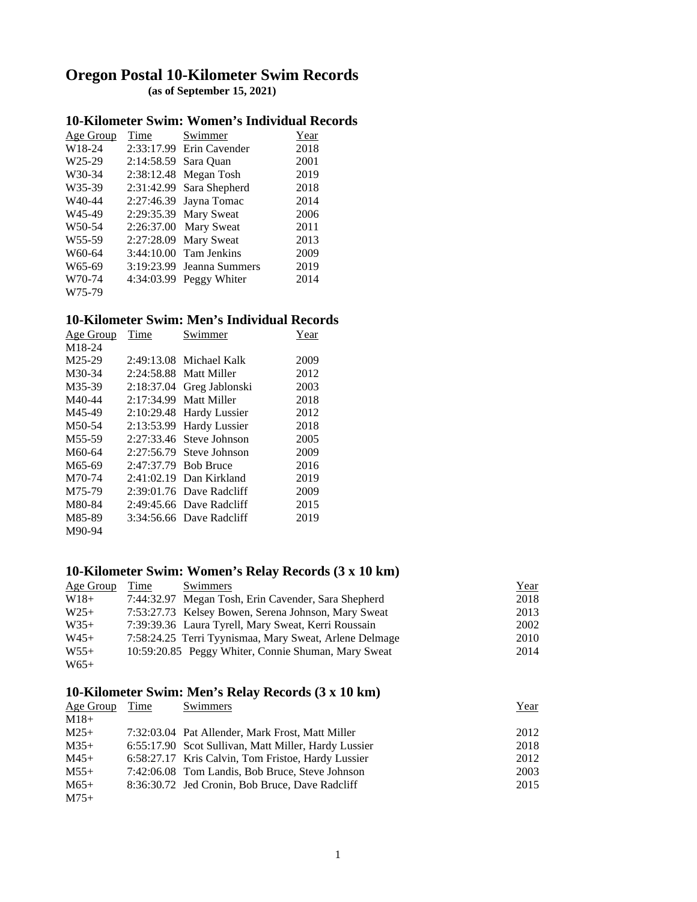# Oregon Postal 10-Kilometer Swim Records

**(as of September 15, 2021)**

## 10-Kilometer Swim: Women's Individual Records

| Age Group | Time | Swimmer | Year |
|---|---|---|---|
| W18-24 | 2:33:17.99 | Erin Cavender | 2018 |
| W25-29 | 2:14:58.59 | Sara Quan | 2001 |
| W30-34 | 2:38:12.48 | Megan Tosh | 2019 |
| W35-39 | 2:31:42.99 | Sara Shepherd | 2018 |
| W40-44 | 2:27:46.39 | Jayna Tomac | 2014 |
| W45-49 | 2:29:35.39 | Mary Sweat | 2006 |
| W50-54 | 2:26:37.00 | Mary Sweat | 2011 |
| W55-59 | 2:27:28.09 | Mary Sweat | 2013 |
| W60-64 | 3:44:10.00 | Tam Jenkins | 2009 |
| W65-69 | 3:19:23.99 | Jeanna Summers | 2019 |
| W70-74 | 4:34:03.99 | Peggy Whiter | 2014 |
| W75-79 | | | |

## 10-Kilometer Swim: Men's Individual Records

| Age Group | Time | Swimmer | Year |
|---|---|---|---|
| M18-24 | | | |
| M25-29 | 2:49:13.08 | Michael Kalk | 2009 |
| M30-34 | 2:24:58.88 | Matt Miller | 2012 |
| M35-39 | 2:18:37.04 | Greg Jablonski | 2003 |
| M40-44 | 2:17:34.99 | Matt Miller | 2018 |
| M45-49 | 2:10:29.48 | Hardy Lussier | 2012 |
| M50-54 | 2:13:53.99 | Hardy Lussier | 2018 |
| M55-59 | 2:27:33.46 | Steve Johnson | 2005 |
| M60-64 | 2:27:56.79 | Steve Johnson | 2009 |
| M65-69 | 2:47:37.79 | Bob Bruce | 2016 |
| M70-74 | 2:41:02.19 | Dan Kirkland | 2019 |
| M75-79 | 2:39:01.76 | Dave Radcliff | 2009 |
| M80-84 | 2:49:45.66 | Dave Radcliff | 2015 |
| M85-89 | 3:34:56.66 | Dave Radcliff | 2019 |
| M90-94 | | | |

## 10-Kilometer Swim: Women's Relay Records (3 x 10 km)

| Age Group | Time | Swimmers | Year |
|---|---|---|---|
| W18+ | 7:44:32.97 | Megan Tosh, Erin Cavender, Sara Shepherd | 2018 |
| W25+ | 7:53:27.73 | Kelsey Bowen, Serena Johnson, Mary Sweat | 2013 |
| W35+ | 7:39:39.36 | Laura Tyrell, Mary Sweat, Kerri Roussain | 2002 |
| W45+ | 7:58:24.25 | Terri Tyynismaa, Mary Sweat, Arlene Delmage | 2010 |
| W55+ | 10:59:20.85 | Peggy Whiter, Connie Shuman, Mary Sweat | 2014 |
| W65+ | | | |

## 10-Kilometer Swim: Men's Relay Records (3 x 10 km)

| Age Group | Time | Swimmers | Year |
|---|---|---|---|
| M18+ | | | |
| M25+ | 7:32:03.04 | Pat Allender, Mark Frost, Matt Miller | 2012 |
| M35+ | 6:55:17.90 | Scot Sullivan, Matt Miller, Hardy Lussier | 2018 |
| M45+ | 6:58:27.17 | Kris Calvin, Tom Fristoe, Hardy Lussier | 2012 |
| M55+ | 7:42:06.08 | Tom Landis, Bob Bruce, Steve Johnson | 2003 |
| M65+ | 8:36:30.72 | Jed Cronin, Bob Bruce, Dave Radcliff | 2015 |
| M75+ | | | |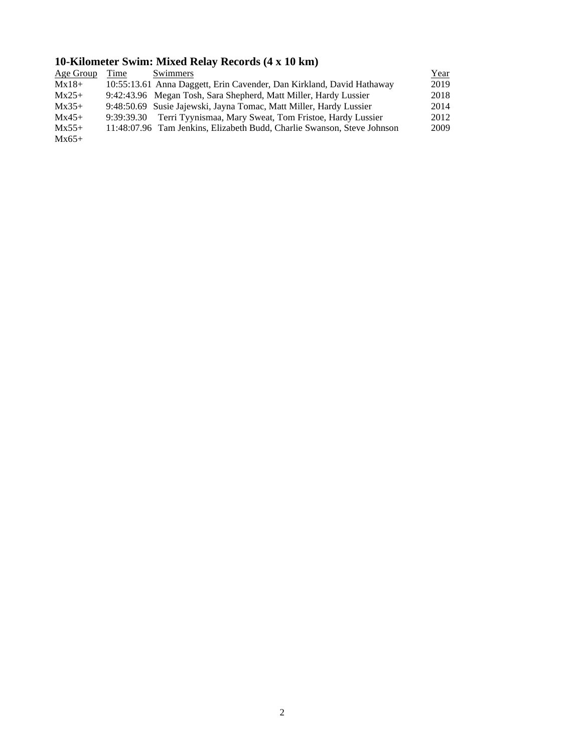### 10-Kilometer Swim: Mixed Relay Records (4 x 10 km)

| Age Group | Time | Swimmers | Year |
|---|---|---|---|
| Mx18+ | 10:55:13.61 | Anna Daggett, Erin Cavender, Dan Kirkland, David Hathaway | 2019 |
| Mx25+ | 9:42:43.96 | Megan Tosh, Sara Shepherd, Matt Miller, Hardy Lussier | 2018 |
| Mx35+ | 9:48:50.69 | Susie Jajewski, Jayna Tomac, Matt Miller, Hardy Lussier | 2014 |
| Mx45+ | 9:39:39.30 | Terri Tyynismaa, Mary Sweat, Tom Fristoe, Hardy Lussier | 2012 |
| Mx55+ | 11:48:07.96 | Tam Jenkins, Elizabeth Budd, Charlie Swanson, Steve Johnson | 2009 |
| Mx65+ | | | |